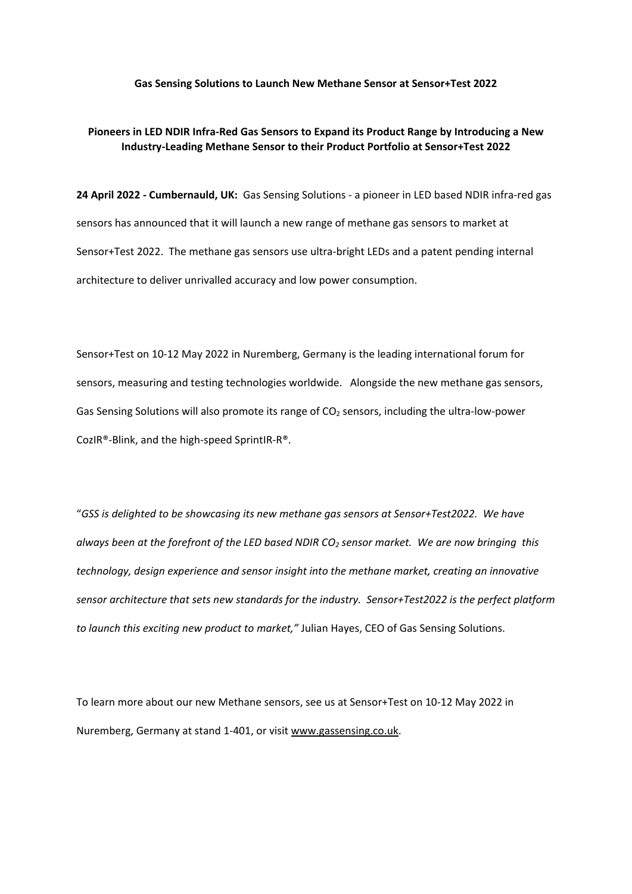**Gas Sensing Solutions to Launch New Methane Sensor at Sensor+Test 2022**

**Pioneers in LED NDIR Infra-Red Gas Sensors to Expand its Product Range by Introducing a New Industry-Leading Methane Sensor to their Product Portfolio at Sensor+Test 2022**

**24 April 2022 - Cumbernauld, UK:** Gas Sensing Solutions - a pioneer in LED based NDIR infra-red gas sensors has announced that it will launch a new range of methane gas sensors to market at Sensor+Test 2022. The methane gas sensors use ultra-bright LEDs and a patent pending internal architecture to deliver unrivalled accuracy and low power consumption.

Sensor+Test on 10-12 May 2022 in Nuremberg, Germany is the leading international forum for sensors, measuring and testing technologies worldwide. Alongside the new methane gas sensors, Gas Sensing Solutions will also promote its range of $CO_2$ sensors, including the ultra-low-power CozIR®-Blink, and the high-speed SprintIR-R®.

"*GSS is delighted to be showcasing its new methane gas sensors at Sensor+Test2022. We have always been at the forefront of the LED based NDIR $CO_2$ sensor market. We are now bringing this technology, design experience and sensor insight into the methane market, creating an innovative sensor architecture that sets new standards for the industry. Sensor+Test2022 is the perfect platform to launch this exciting new product to market,"* Julian Hayes, CEO of Gas Sensing Solutions.

To learn more about our new Methane sensors, see us at Sensor+Test on 10-12 May 2022 in Nuremberg, Germany at stand 1-401, or visit www.gassensing.co.uk.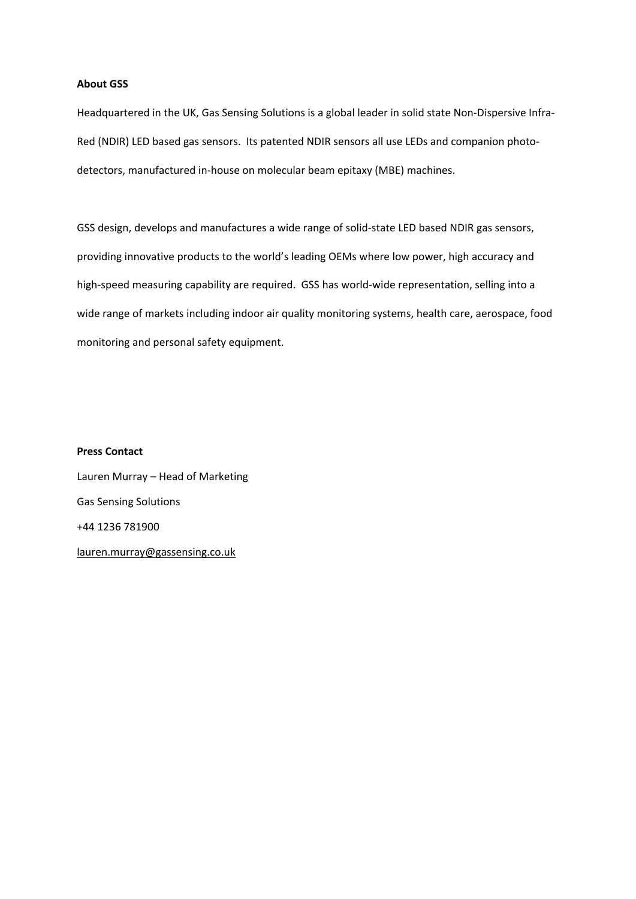**About GSS**

Headquartered in the UK, Gas Sensing Solutions is a global leader in solid state Non-Dispersive Infra-Red (NDIR) LED based gas sensors. Its patented NDIR sensors all use LEDs and companion photo-detectors, manufactured in-house on molecular beam epitaxy (MBE) machines.

GSS design, develops and manufactures a wide range of solid-state LED based NDIR gas sensors, providing innovative products to the world's leading OEMs where low power, high accuracy and high-speed measuring capability are required. GSS has world-wide representation, selling into a wide range of markets including indoor air quality monitoring systems, health care, aerospace, food monitoring and personal safety equipment.

**Press Contact**

Lauren Murray – Head of Marketing

Gas Sensing Solutions

+44 1236 781900

lauren.murray@gassensing.co.uk